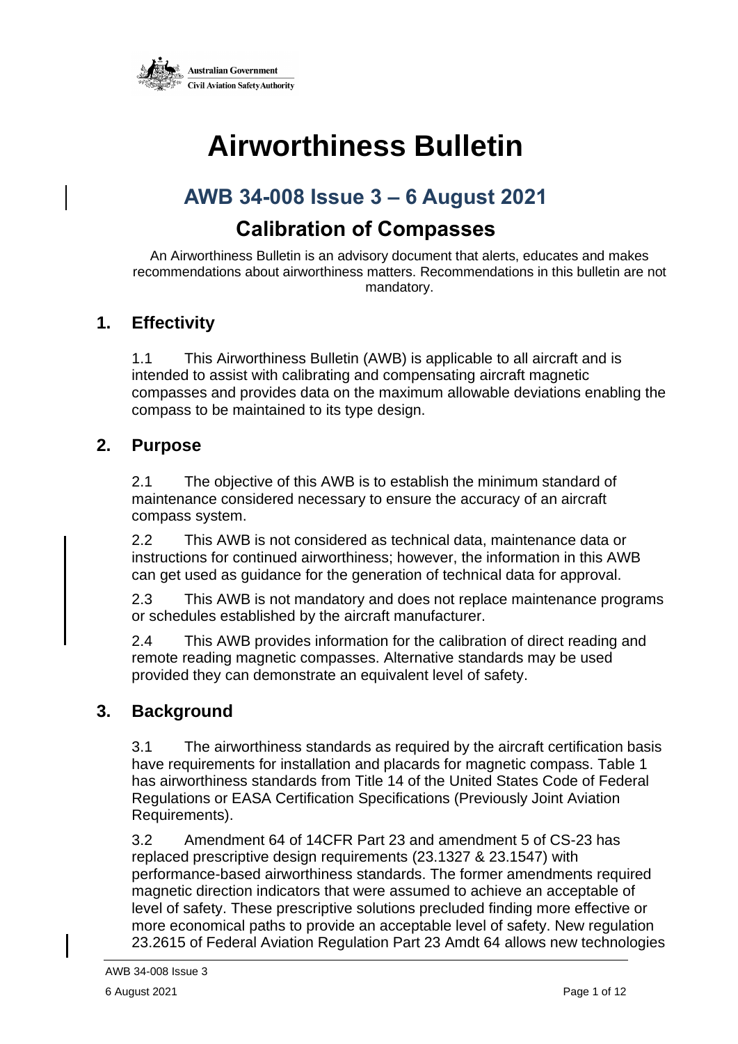Australian Government
Civil Aviation Safety Authority

# Airworthiness Bulletin

## AWB 34-008 Issue 3 – 6 August 2021

## Calibration of Compasses

An Airworthiness Bulletin is an advisory document that alerts, educates and makes recommendations about airworthiness matters. Recommendations in this bulletin are not mandatory.

## 1. Effectivity

1.1 This Airworthiness Bulletin (AWB) is applicable to all aircraft and is intended to assist with calibrating and compensating aircraft magnetic compasses and provides data on the maximum allowable deviations enabling the compass to be maintained to its type design.

## 2. Purpose

2.1 The objective of this AWB is to establish the minimum standard of maintenance considered necessary to ensure the accuracy of an aircraft compass system.

2.2 This AWB is not considered as technical data, maintenance data or instructions for continued airworthiness; however, the information in this AWB can get used as guidance for the generation of technical data for approval.

2.3 This AWB is not mandatory and does not replace maintenance programs or schedules established by the aircraft manufacturer.

2.4 This AWB provides information for the calibration of direct reading and remote reading magnetic compasses. Alternative standards may be used provided they can demonstrate an equivalent level of safety.

## 3. Background

3.1 The airworthiness standards as required by the aircraft certification basis have requirements for installation and placards for magnetic compass. Table 1 has airworthiness standards from Title 14 of the United States Code of Federal Regulations or EASA Certification Specifications (Previously Joint Aviation Requirements).

3.2 Amendment 64 of 14CFR Part 23 and amendment 5 of CS-23 has replaced prescriptive design requirements (23.1327 & 23.1547) with performance-based airworthiness standards. The former amendments required magnetic direction indicators that were assumed to achieve an acceptable of level of safety. These prescriptive solutions precluded finding more effective or more economical paths to provide an acceptable level of safety. New regulation 23.2615 of Federal Aviation Regulation Part 23 Amdt 64 allows new technologies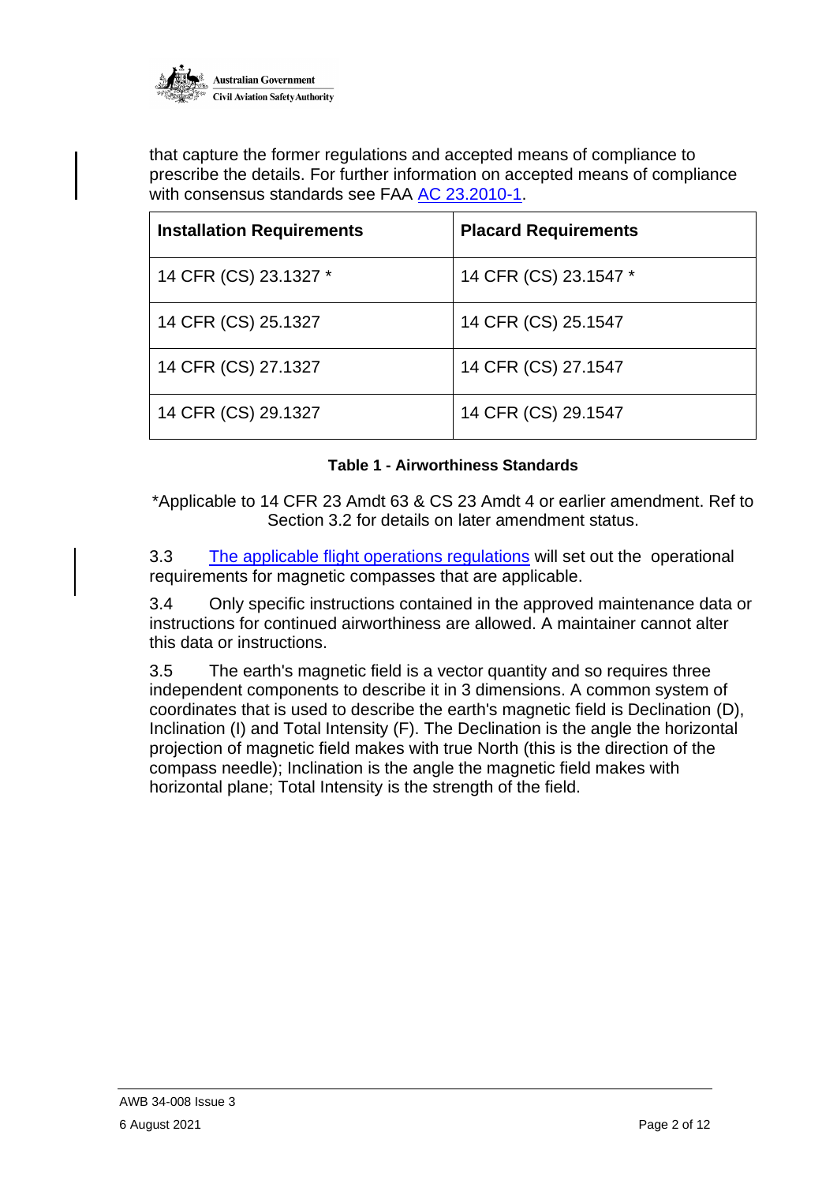that capture the former regulations and accepted means of compliance to prescribe the details. For further information on accepted means of compliance with consensus standards see FAA [AC 23.2010-1](AC 23.2010-1).

| **Installation Requirements** | **Placard Requirements** |
| --- | --- |
| 14 CFR (CS) 23.1327 * | 14 CFR (CS) 23.1547 * |
| 14 CFR (CS) 25.1327 | 14 CFR (CS) 25.1547 |
| 14 CFR (CS) 27.1327 | 14 CFR (CS) 27.1547 |
| 14 CFR (CS) 29.1327 | 14 CFR (CS) 29.1547 |

**Table 1 - Airworthiness Standards**

*Applicable to 14 CFR 23 Amdt 63 & CS 23 Amdt 4 or earlier amendment. Ref to Section 3.2 for details on later amendment status.

3.3 The applicable flight operations regulations will set out the operational requirements for magnetic compasses that are applicable.

3.4 Only specific instructions contained in the approved maintenance data or instructions for continued airworthiness are allowed. A maintainer cannot alter this data or instructions.

3.5 The earth's magnetic field is a vector quantity and so requires three independent components to describe it in 3 dimensions. A common system of coordinates that is used to describe the earth's magnetic field is Declination (D), Inclination (I) and Total Intensity (F). The Declination is the angle the horizontal projection of magnetic field makes with true North (this is the direction of the compass needle); Inclination is the angle the magnetic field makes with horizontal plane; Total Intensity is the strength of the field.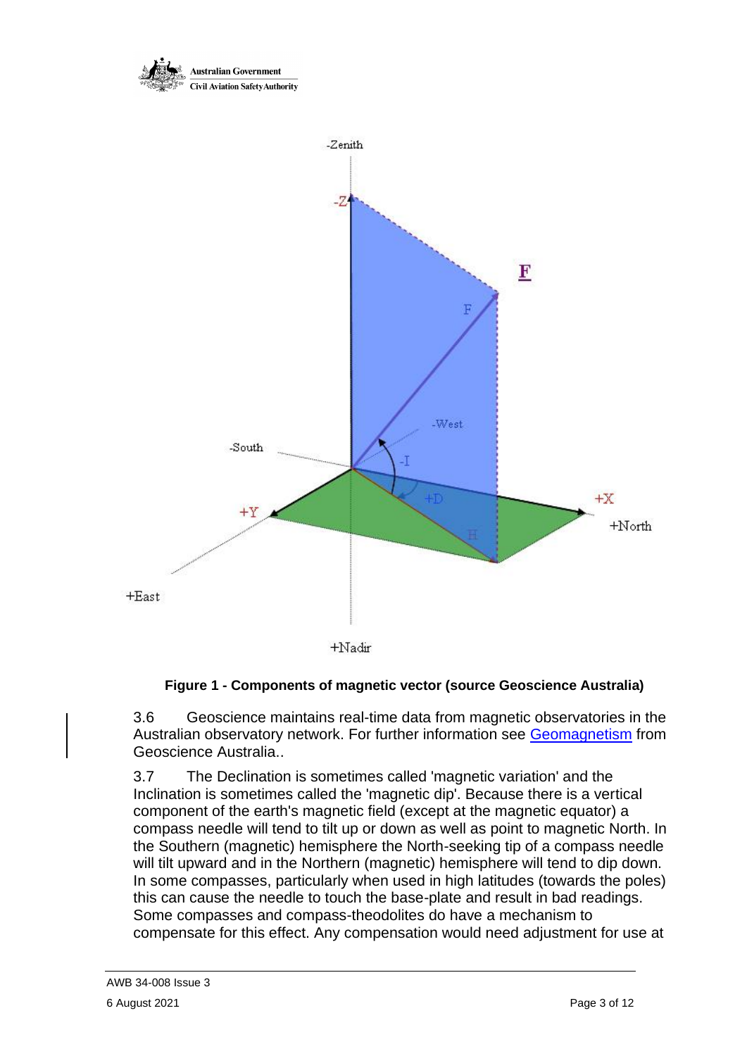**Figure 1 - Components of magnetic vector (source Geoscience Australia)**

3.6 Geoscience maintains real-time data from magnetic observatories in the Australian observatory network. For further information see Geomagnetism from Geoscience Australia..

3.7 The Declination is sometimes called 'magnetic variation' and the Inclination is sometimes called the 'magnetic dip'. Because there is a vertical component of the earth's magnetic field (except at the magnetic equator) a compass needle will tend to tilt up or down as well as point to magnetic North. In the Southern (magnetic) hemisphere the North-seeking tip of a compass needle will tilt upward and in the Northern (magnetic) hemisphere will tend to dip down. In some compasses, particularly when used in high latitudes (towards the poles) this can cause the needle to touch the base-plate and result in bad readings. Some compasses and compass-theodolites do have a mechanism to compensate for this effect. Any compensation would need adjustment for use at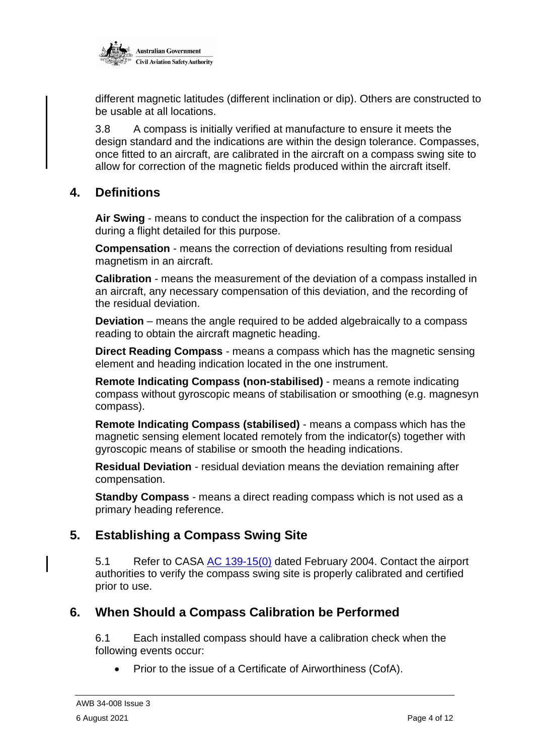different magnetic latitudes (different inclination or dip). Others are constructed to be usable at all locations.

3.8 A compass is initially verified at manufacture to ensure it meets the design standard and the indications are within the design tolerance. Compasses, once fitted to an aircraft, are calibrated in the aircraft on a compass swing site to allow for correction of the magnetic fields produced within the aircraft itself.

## 4. Definitions

**Air Swing** - means to conduct the inspection for the calibration of a compass during a flight detailed for this purpose.

**Compensation** - means the correction of deviations resulting from residual magnetism in an aircraft.

**Calibration** - means the measurement of the deviation of a compass installed in an aircraft, any necessary compensation of this deviation, and the recording of the residual deviation.

**Deviation** – means the angle required to be added algebraically to a compass reading to obtain the aircraft magnetic heading.

**Direct Reading Compass** - means a compass which has the magnetic sensing element and heading indication located in the one instrument.

**Remote Indicating Compass (non-stabilised)** - means a remote indicating compass without gyroscopic means of stabilisation or smoothing (e.g. magnesyn compass).

**Remote Indicating Compass (stabilised)** - means a compass which has the magnetic sensing element located remotely from the indicator(s) together with gyroscopic means of stabilise or smooth the heading indications.

**Residual Deviation** - residual deviation means the deviation remaining after compensation.

**Standby Compass** - means a direct reading compass which is not used as a primary heading reference.

## 5. Establishing a Compass Swing Site

5.1 Refer to CASA AC 139-15(0) dated February 2004. Contact the airport authorities to verify the compass swing site is properly calibrated and certified prior to use.

## 6. When Should a Compass Calibration be Performed

6.1 Each installed compass should have a calibration check when the following events occur:

- Prior to the issue of a Certificate of Airworthiness (CofA).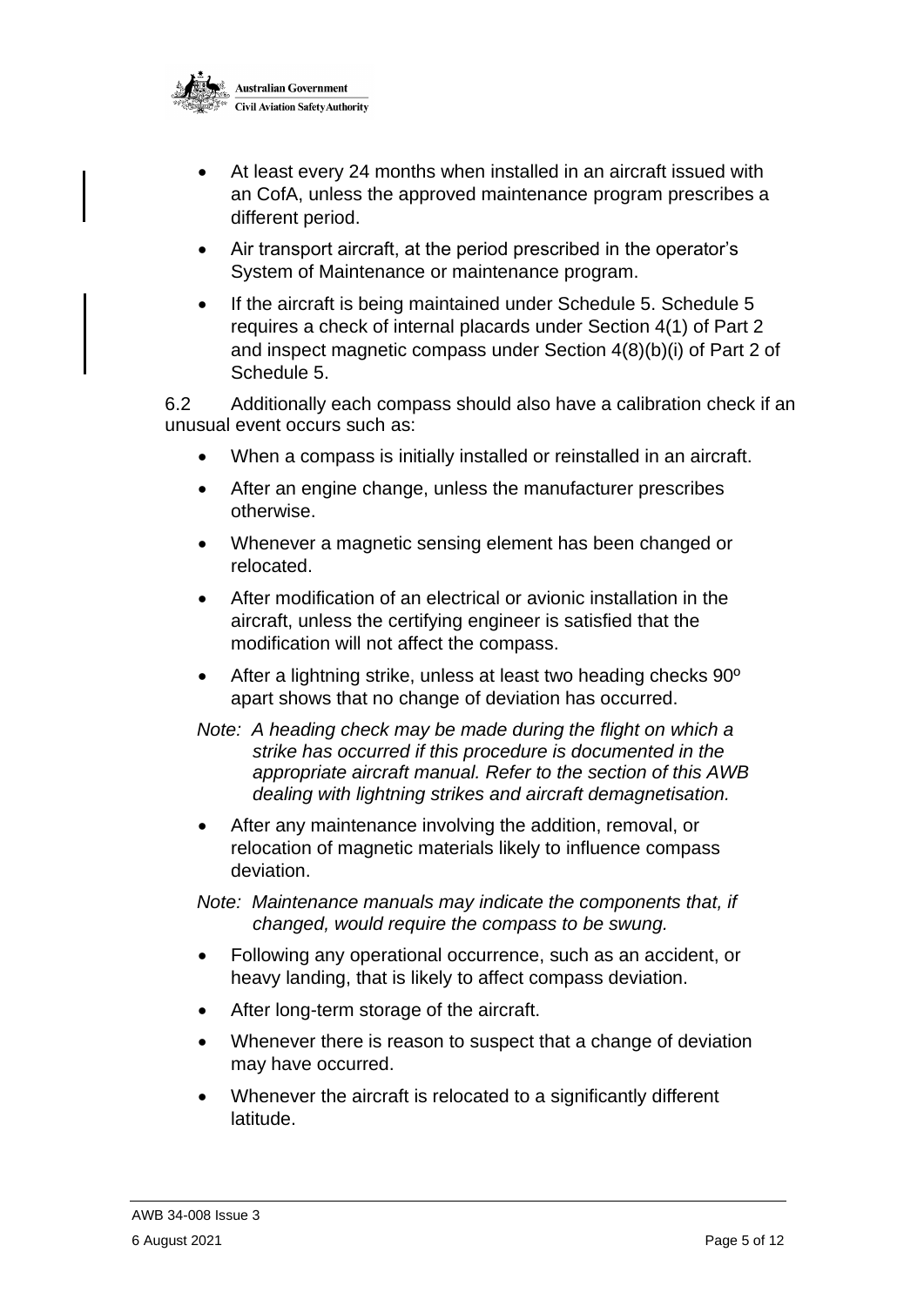- At least every 24 months when installed in an aircraft issued with an CofA, unless the approved maintenance program prescribes a different period.
- Air transport aircraft, at the period prescribed in the operator's System of Maintenance or maintenance program.
- If the aircraft is being maintained under Schedule 5. Schedule 5 requires a check of internal placards under Section 4(1) of Part 2 and inspect magnetic compass under Section 4(8)(b)(i) of Part 2 of Schedule 5.

6.2 Additionally each compass should also have a calibration check if an unusual event occurs such as:

- When a compass is initially installed or reinstalled in an aircraft.
- After an engine change, unless the manufacturer prescribes otherwise.
- Whenever a magnetic sensing element has been changed or relocated.
- After modification of an electrical or avionic installation in the aircraft, unless the certifying engineer is satisfied that the modification will not affect the compass.
- After a lightning strike, unless at least two heading checks 90º apart shows that no change of deviation has occurred.

*Note: A heading check may be made during the flight on which a strike has occurred if this procedure is documented in the appropriate aircraft manual. Refer to the section of this AWB dealing with lightning strikes and aircraft demagnetisation.*

- After any maintenance involving the addition, removal, or relocation of magnetic materials likely to influence compass deviation.

*Note: Maintenance manuals may indicate the components that, if changed, would require the compass to be swung.*

- Following any operational occurrence, such as an accident, or heavy landing, that is likely to affect compass deviation.
- After long-term storage of the aircraft.
- Whenever there is reason to suspect that a change of deviation may have occurred.
- Whenever the aircraft is relocated to a significantly different latitude.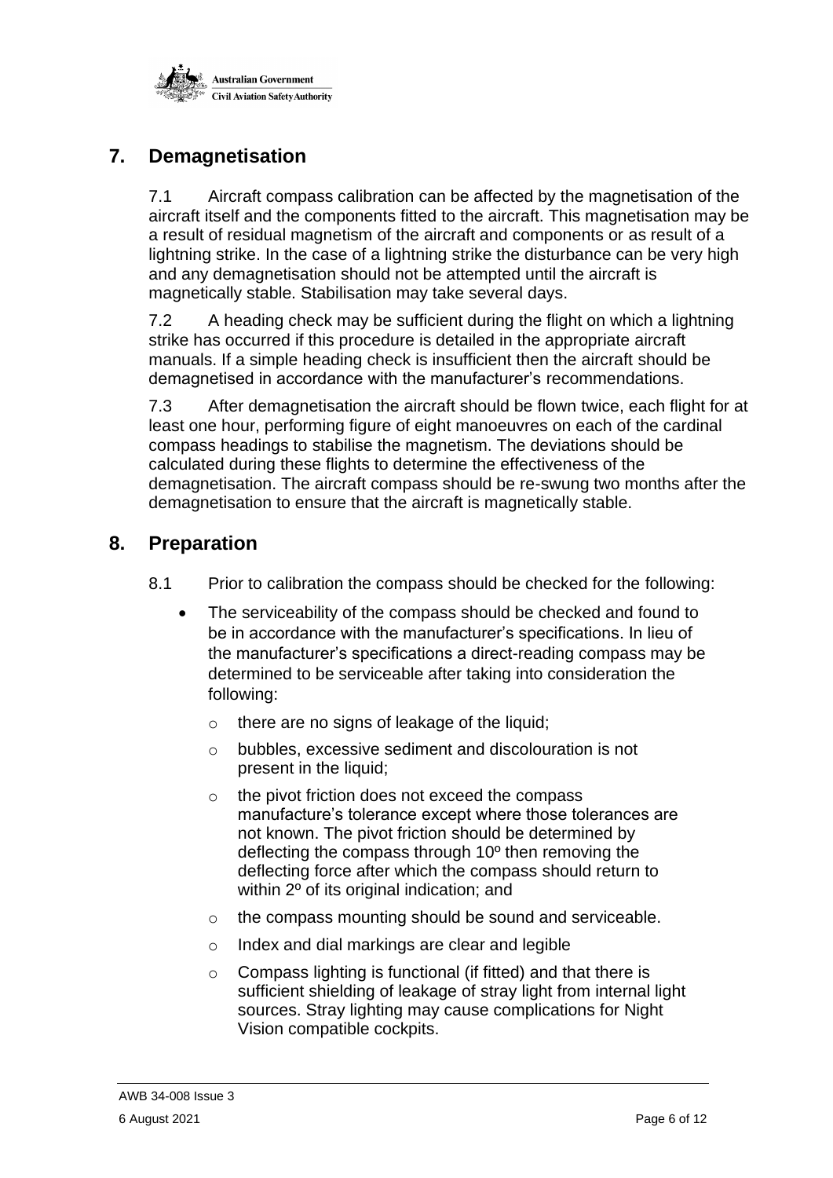## 7. Demagnetisation

7.1 Aircraft compass calibration can be affected by the magnetisation of the aircraft itself and the components fitted to the aircraft. This magnetisation may be a result of residual magnetism of the aircraft and components or as result of a lightning strike. In the case of a lightning strike the disturbance can be very high and any demagnetisation should not be attempted until the aircraft is magnetically stable. Stabilisation may take several days.

7.2 A heading check may be sufficient during the flight on which a lightning strike has occurred if this procedure is detailed in the appropriate aircraft manuals. If a simple heading check is insufficient then the aircraft should be demagnetised in accordance with the manufacturer's recommendations.

7.3 After demagnetisation the aircraft should be flown twice, each flight for at least one hour, performing figure of eight manoeuvres on each of the cardinal compass headings to stabilise the magnetism. The deviations should be calculated during these flights to determine the effectiveness of the demagnetisation. The aircraft compass should be re-swung two months after the demagnetisation to ensure that the aircraft is magnetically stable.

## 8. Preparation

8.1 Prior to calibration the compass should be checked for the following:

- The serviceability of the compass should be checked and found to be in accordance with the manufacturer's specifications. In lieu of the manufacturer's specifications a direct-reading compass may be determined to be serviceable after taking into consideration the following:
  - there are no signs of leakage of the liquid;
  - bubbles, excessive sediment and discolouration is not present in the liquid;
  - the pivot friction does not exceed the compass manufacture's tolerance except where those tolerances are not known. The pivot friction should be determined by deflecting the compass through 10º then removing the deflecting force after which the compass should return to within 2º of its original indication; and
  - the compass mounting should be sound and serviceable.
  - Index and dial markings are clear and legible
  - Compass lighting is functional (if fitted) and that there is sufficient shielding of leakage of stray light from internal light sources. Stray lighting may cause complications for Night Vision compatible cockpits.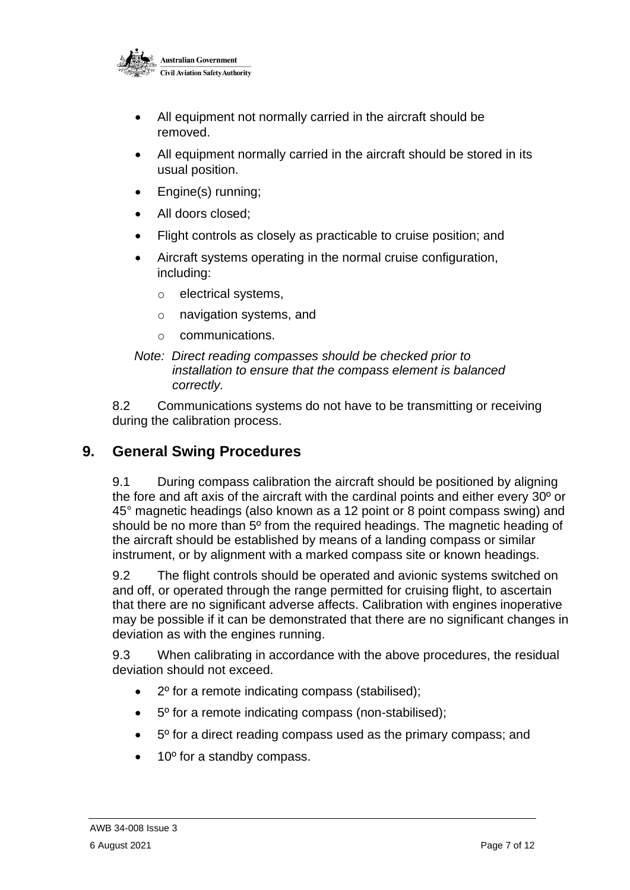- All equipment not normally carried in the aircraft should be removed.
- All equipment normally carried in the aircraft should be stored in its usual position.
- Engine(s) running;
- All doors closed;
- Flight controls as closely as practicable to cruise position; and
- Aircraft systems operating in the normal cruise configuration, including:
  - electrical systems,
  - navigation systems, and
  - communications.

*Note: Direct reading compasses should be checked prior to installation to ensure that the compass element is balanced correctly.*

8.2 Communications systems do not have to be transmitting or receiving during the calibration process.

## 9. General Swing Procedures

9.1 During compass calibration the aircraft should be positioned by aligning the fore and aft axis of the aircraft with the cardinal points and either every 30º or 45° magnetic headings (also known as a 12 point or 8 point compass swing) and should be no more than 5º from the required headings. The magnetic heading of the aircraft should be established by means of a landing compass or similar instrument, or by alignment with a marked compass site or known headings.

9.2 The flight controls should be operated and avionic systems switched on and off, or operated through the range permitted for cruising flight, to ascertain that there are no significant adverse affects. Calibration with engines inoperative may be possible if it can be demonstrated that there are no significant changes in deviation as with the engines running.

9.3 When calibrating in accordance with the above procedures, the residual deviation should not exceed.

- 2º for a remote indicating compass (stabilised);
- 5º for a remote indicating compass (non-stabilised);
- 5º for a direct reading compass used as the primary compass; and
- 10º for a standby compass.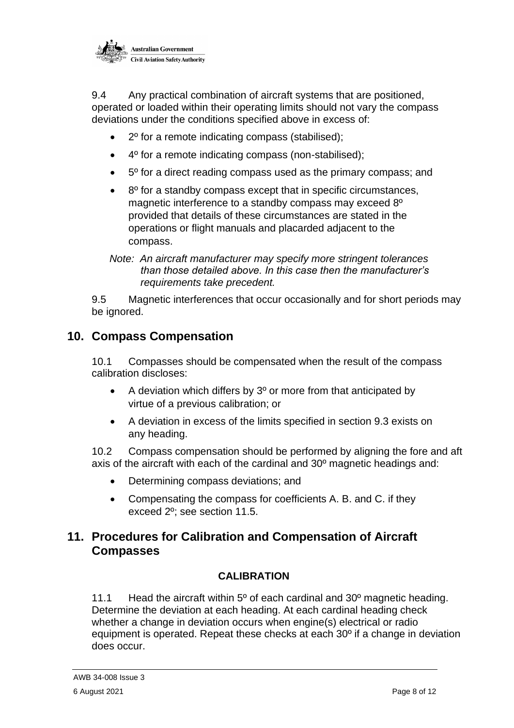9.4 Any practical combination of aircraft systems that are positioned, operated or loaded within their operating limits should not vary the compass deviations under the conditions specified above in excess of:

- 2º for a remote indicating compass (stabilised);
- 4º for a remote indicating compass (non-stabilised);
- 5º for a direct reading compass used as the primary compass; and
- 8º for a standby compass except that in specific circumstances, magnetic interference to a standby compass may exceed 8º provided that details of these circumstances are stated in the operations or flight manuals and placarded adjacent to the compass.

*Note: An aircraft manufacturer may specify more stringent tolerances than those detailed above. In this case then the manufacturer's requirements take precedent.*

9.5 Magnetic interferences that occur occasionally and for short periods may be ignored.

## 10. Compass Compensation

10.1 Compasses should be compensated when the result of the compass calibration discloses:

- A deviation which differs by 3º or more from that anticipated by virtue of a previous calibration; or
- A deviation in excess of the limits specified in section 9.3 exists on any heading.

10.2 Compass compensation should be performed by aligning the fore and aft axis of the aircraft with each of the cardinal and 30º magnetic headings and:

- Determining compass deviations; and
- Compensating the compass for coefficients A. B. and C. if they exceed 2º; see section 11.5.

## 11. Procedures for Calibration and Compensation of Aircraft Compasses

### CALIBRATION

11.1 Head the aircraft within 5º of each cardinal and 30º magnetic heading. Determine the deviation at each heading. At each cardinal heading check whether a change in deviation occurs when engine(s) electrical or radio equipment is operated. Repeat these checks at each 30º if a change in deviation does occur.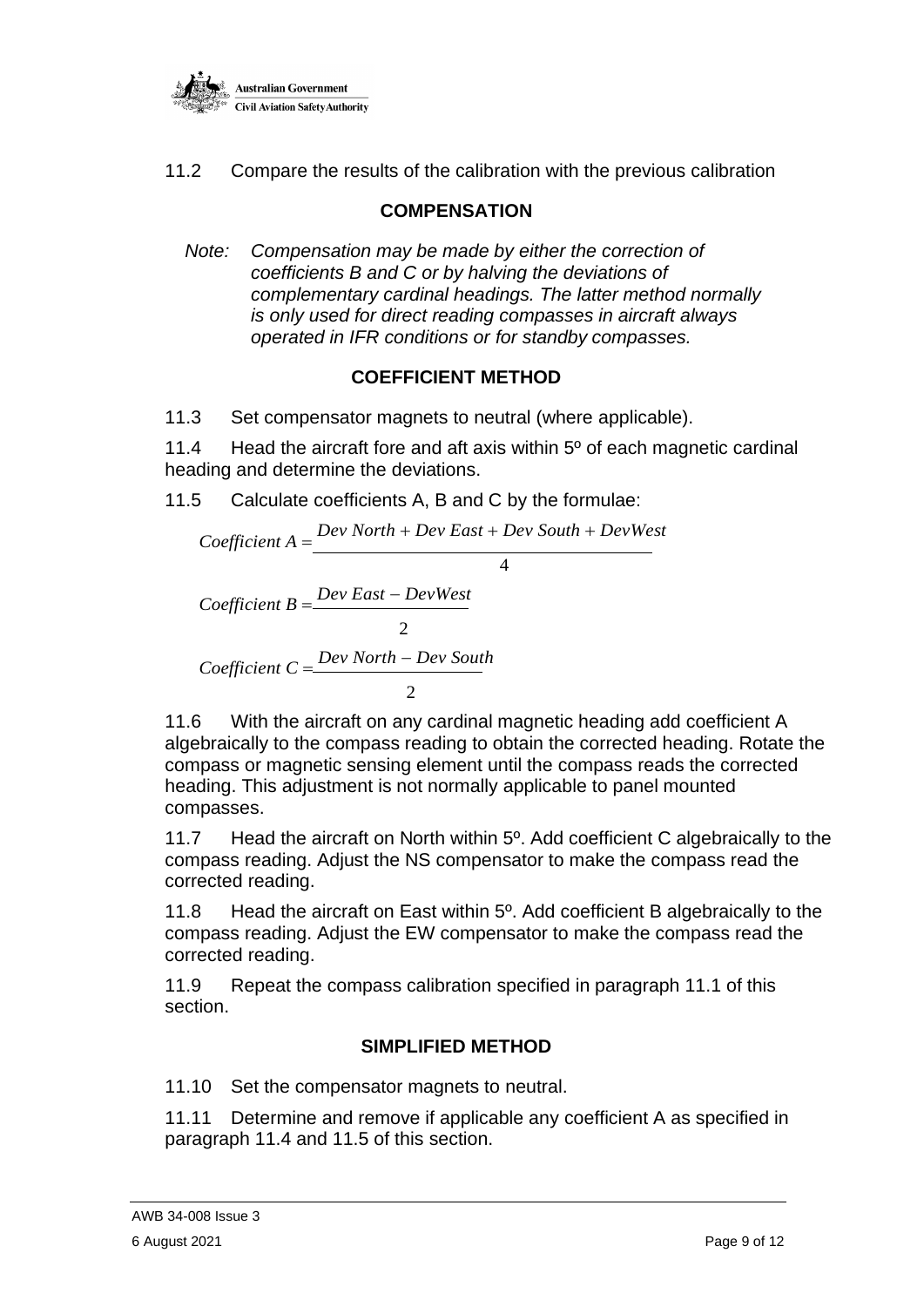11.2 Compare the results of the calibration with the previous calibration

## COMPENSATION

*Note: Compensation may be made by either the correction of coefficients B and C or by halving the deviations of complementary cardinal headings. The latter method normally is only used for direct reading compasses in aircraft always operated in IFR conditions or for standby compasses.*

## COEFFICIENT METHOD

11.3 Set compensator magnets to neutral (where applicable).

11.4 Head the aircraft fore and aft axis within 5º of each magnetic cardinal heading and determine the deviations.

11.5 Calculate coefficients A, B and C by the formulae:

$$Coefficient\ A = \frac{Dev\ North + Dev\ East + Dev\ South + Dev West}{4}$$

$$Coefficient\ B = \frac{Dev\ East - Dev West}{2}$$

$$Coefficient\ C = \frac{Dev\ North - Dev\ South}{2}$$

11.6 With the aircraft on any cardinal magnetic heading add coefficient A algebraically to the compass reading to obtain the corrected heading. Rotate the compass or magnetic sensing element until the compass reads the corrected heading. This adjustment is not normally applicable to panel mounted compasses.

11.7 Head the aircraft on North within 5º. Add coefficient C algebraically to the compass reading. Adjust the NS compensator to make the compass read the corrected reading.

11.8 Head the aircraft on East within 5º. Add coefficient B algebraically to the compass reading. Adjust the EW compensator to make the compass read the corrected reading.

11.9 Repeat the compass calibration specified in paragraph 11.1 of this section.

## SIMPLIFIED METHOD

11.10 Set the compensator magnets to neutral.

11.11 Determine and remove if applicable any coefficient A as specified in paragraph 11.4 and 11.5 of this section.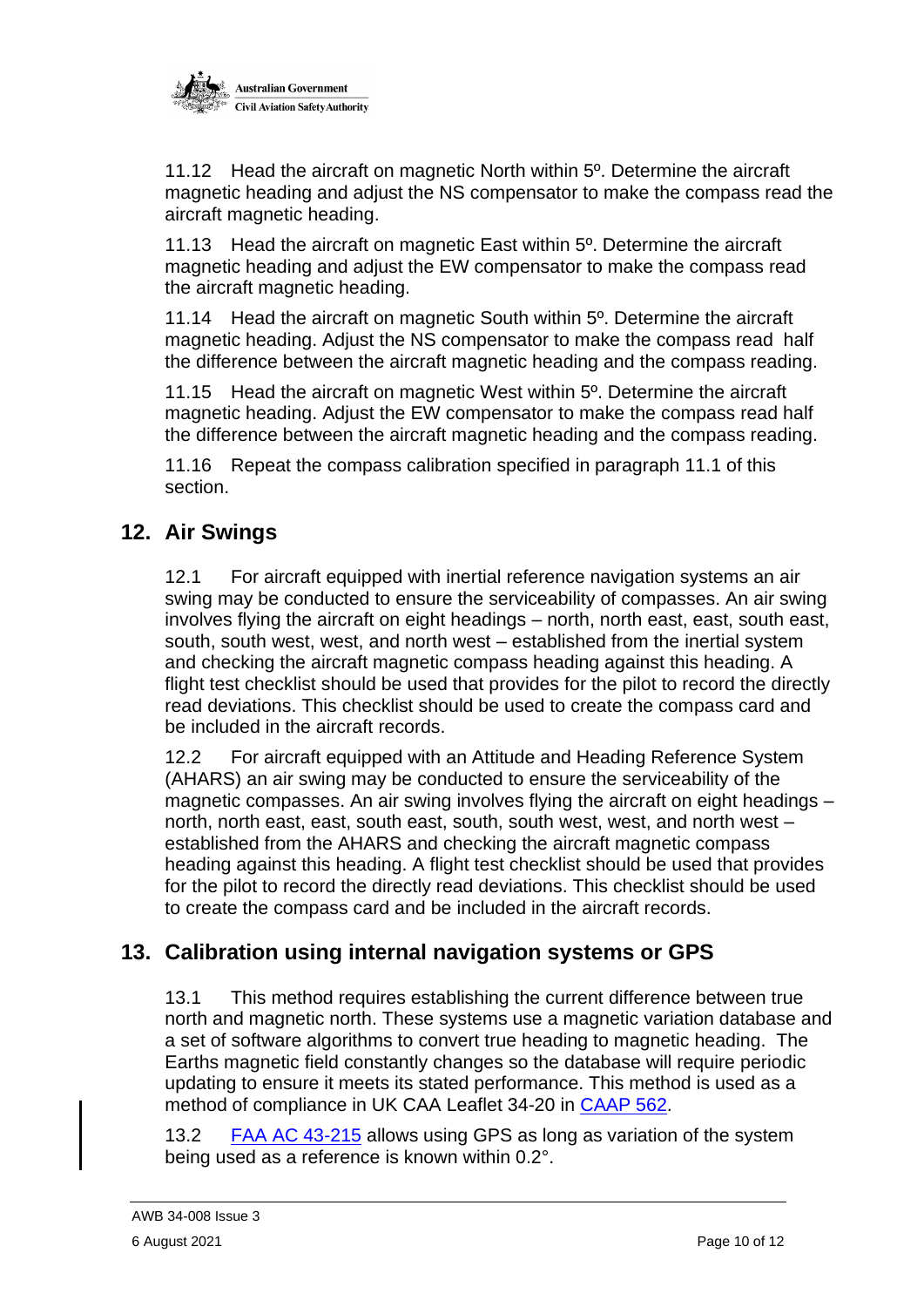11.12 Head the aircraft on magnetic North within 5º. Determine the aircraft magnetic heading and adjust the NS compensator to make the compass read the aircraft magnetic heading.

11.13 Head the aircraft on magnetic East within 5º. Determine the aircraft magnetic heading and adjust the EW compensator to make the compass read the aircraft magnetic heading.

11.14 Head the aircraft on magnetic South within 5º. Determine the aircraft magnetic heading. Adjust the NS compensator to make the compass read half the difference between the aircraft magnetic heading and the compass reading.

11.15 Head the aircraft on magnetic West within 5º. Determine the aircraft magnetic heading. Adjust the EW compensator to make the compass read half the difference between the aircraft magnetic heading and the compass reading.

11.16 Repeat the compass calibration specified in paragraph 11.1 of this section.

## 12. Air Swings

12.1 For aircraft equipped with inertial reference navigation systems an air swing may be conducted to ensure the serviceability of compasses. An air swing involves flying the aircraft on eight headings – north, north east, east, south east, south, south west, west, and north west – established from the inertial system and checking the aircraft magnetic compass heading against this heading. A flight test checklist should be used that provides for the pilot to record the directly read deviations. This checklist should be used to create the compass card and be included in the aircraft records.

12.2 For aircraft equipped with an Attitude and Heading Reference System (AHARS) an air swing may be conducted to ensure the serviceability of the magnetic compasses. An air swing involves flying the aircraft on eight headings – north, north east, east, south east, south, south west, west, and north west – established from the AHARS and checking the aircraft magnetic compass heading against this heading. A flight test checklist should be used that provides for the pilot to record the directly read deviations. This checklist should be used to create the compass card and be included in the aircraft records.

## 13. Calibration using internal navigation systems or GPS

13.1 This method requires establishing the current difference between true north and magnetic north. These systems use a magnetic variation database and a set of software algorithms to convert true heading to magnetic heading. The Earths magnetic field constantly changes so the database will require periodic updating to ensure it meets its stated performance. This method is used as a method of compliance in UK CAA Leaflet 34-20 in CAAP 562.

13.2 FAA AC 43-215 allows using GPS as long as variation of the system being used as a reference is known within 0.2°.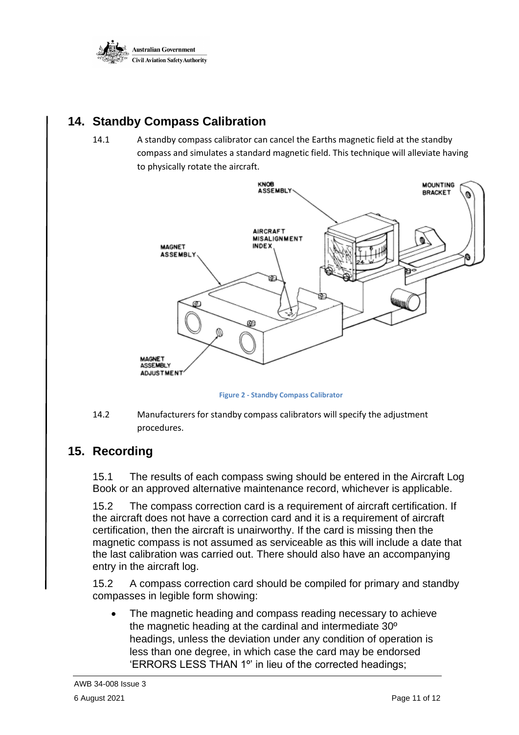## 14. Standby Compass Calibration

14.1 A standby compass calibrator can cancel the Earths magnetic field at the standby compass and simulates a standard magnetic field. This technique will alleviate having to physically rotate the aircraft.

Figure 2 - Standby Compass Calibrator

14.2 Manufacturers for standby compass calibrators will specify the adjustment procedures.

## 15. Recording

15.1 The results of each compass swing should be entered in the Aircraft Log Book or an approved alternative maintenance record, whichever is applicable.

15.2 The compass correction card is a requirement of aircraft certification. If the aircraft does not have a correction card and it is a requirement of aircraft certification, then the aircraft is unairworthy. If the card is missing then the magnetic compass is not assumed as serviceable as this will include a date that the last calibration was carried out. There should also have an accompanying entry in the aircraft log.

15.2 A compass correction card should be compiled for primary and standby compasses in legible form showing:

- The magnetic heading and compass reading necessary to achieve the magnetic heading at the cardinal and intermediate 30º headings, unless the deviation under any condition of operation is less than one degree, in which case the card may be endorsed 'ERRORS LESS THAN 1º' in lieu of the corrected headings;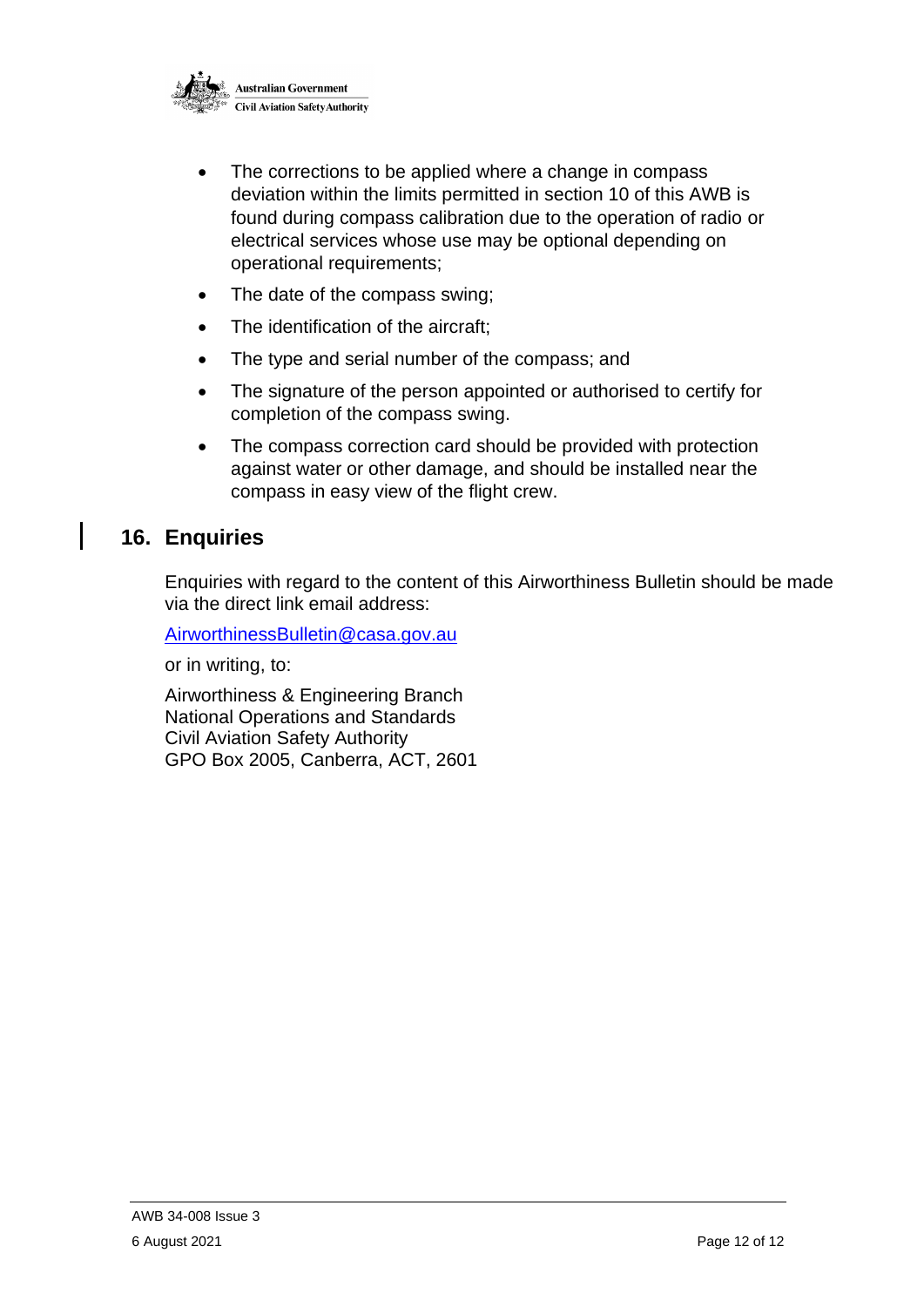- The corrections to be applied where a change in compass deviation within the limits permitted in section 10 of this AWB is found during compass calibration due to the operation of radio or electrical services whose use may be optional depending on operational requirements;
- The date of the compass swing;
- The identification of the aircraft;
- The type and serial number of the compass; and
- The signature of the person appointed or authorised to certify for completion of the compass swing.
- The compass correction card should be provided with protection against water or other damage, and should be installed near the compass in easy view of the flight crew.

## 16. Enquiries

Enquiries with regard to the content of this Airworthiness Bulletin should be made via the direct link email address:

AirworthinessBulletin@casa.gov.au

or in writing, to:

Airworthiness & Engineering Branch
National Operations and Standards
Civil Aviation Safety Authority
GPO Box 2005, Canberra, ACT, 2601